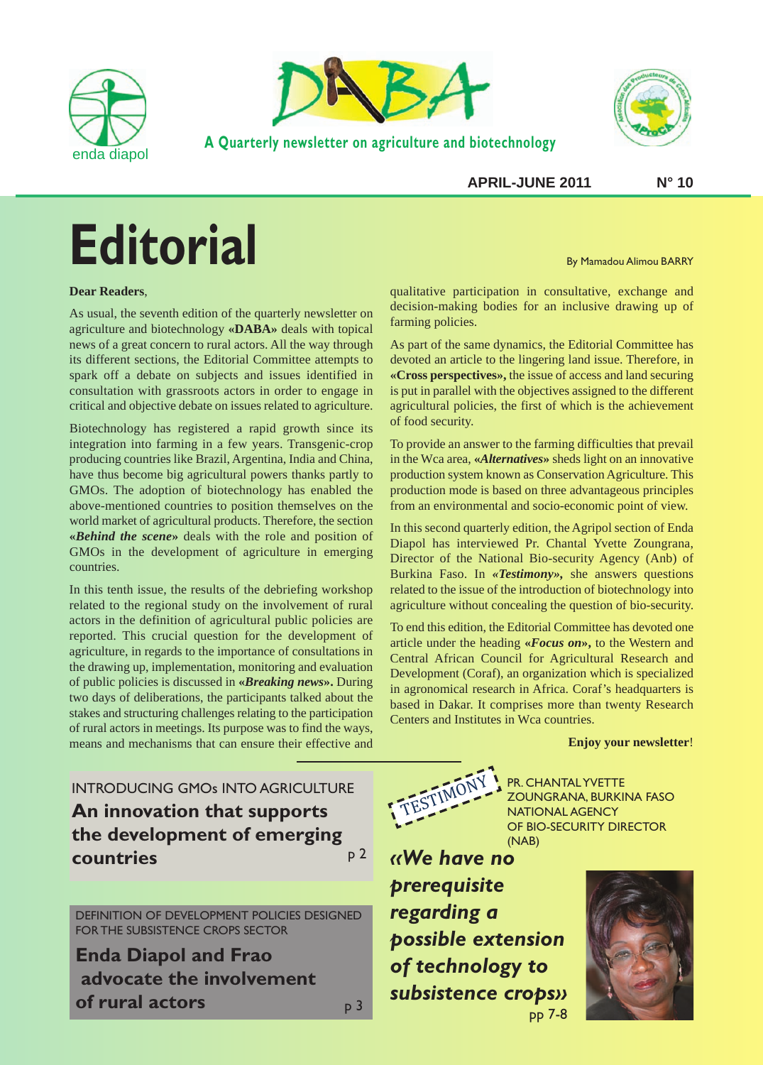enda diapol

# DABA

**A Quarterly newsletter on agriculture and biotechnology**

**APRIL-JUNE 2011** **N° 10**

# Editorial

By Mamadou Alimou BARRY

**Dear Readers**,

As usual, the seventh edition of the quarterly newsletter on agriculture and biotechnology **«DABA»** deals with topical news of a great concern to rural actors. All the way through its different sections, the Editorial Committee attempts to spark off a debate on subjects and issues identified in consultation with grassroots actors in order to engage in critical and objective debate on issues related to agriculture.

Biotechnology has registered a rapid growth since its integration into farming in a few years. Transgenic-crop producing countries like Brazil, Argentina, India and China, have thus become big agricultural powers thanks partly to GMOs. The adoption of biotechnology has enabled the above-mentioned countries to position themselves on the world market of agricultural products. Therefore, the section **«*Behind the scene*»** deals with the role and position of GMOs in the development of agriculture in emerging countries.

In this tenth issue, the results of the debriefing workshop related to the regional study on the involvement of rural actors in the definition of agricultural public policies are reported. This crucial question for the development of agriculture, in regards to the importance of consultations in the drawing up, implementation, monitoring and evaluation of public policies is discussed in **«*Breaking news*».** During two days of deliberations, the participants talked about the stakes and structuring challenges relating to the participation of rural actors in meetings. Its purpose was to find the ways, means and mechanisms that can ensure their effective and qualitative participation in consultative, exchange and decision-making bodies for an inclusive drawing up of farming policies.

As part of the same dynamics, the Editorial Committee has devoted an article to the lingering land issue. Therefore, in **«Cross perspectives»,** the issue of access and land securing is put in parallel with the objectives assigned to the different agricultural policies, the first of which is the achievement of food security.

To provide an answer to the farming difficulties that prevail in the Wca area, ***«Alternatives»*** sheds light on an innovative production system known as Conservation Agriculture. This production mode is based on three advantageous principles from an environmental and socio-economic point of view.

In this second quarterly edition, the Agripol section of Enda Diapol has interviewed Pr. Chantal Yvette Zoungrana, Director of the National Bio-security Agency (Anb) of Burkina Faso. In ***«Testimony»***, she answers questions related to the issue of the introduction of biotechnology into agriculture without concealing the question of bio-security.

To end this edition, the Editorial Committee has devoted one article under the heading ***«Focus on»***, to the Western and Central African Council for Agricultural Research and Development (Coraf), an organization which is specialized in agronomical research in Africa. Coraf's headquarters is based in Dakar. It comprises more than twenty Research Centers and Institutes in Wca countries.

**Enjoy your newsletter**!

---

INTRODUCING GMOs INTO AGRICULTURE

**An innovation that supports the development of emerging countries** p 2

DEFINITION OF DEVELOPMENT POLICIES DESIGNED FOR THE SUBSISTENCE CROPS SECTOR

**Enda Diapol and Frao advocate the involvement of rural actors** p 3

TESTIMONY

PR. CHANTAL YVETTE ZOUNGRANA, BURKINA FASO NATIONAL AGENCY OF BIO-SECURITY DIRECTOR (NAB)

***«We have no prerequisite regarding a possible extension of technology to subsistence crops»*** pp 7-8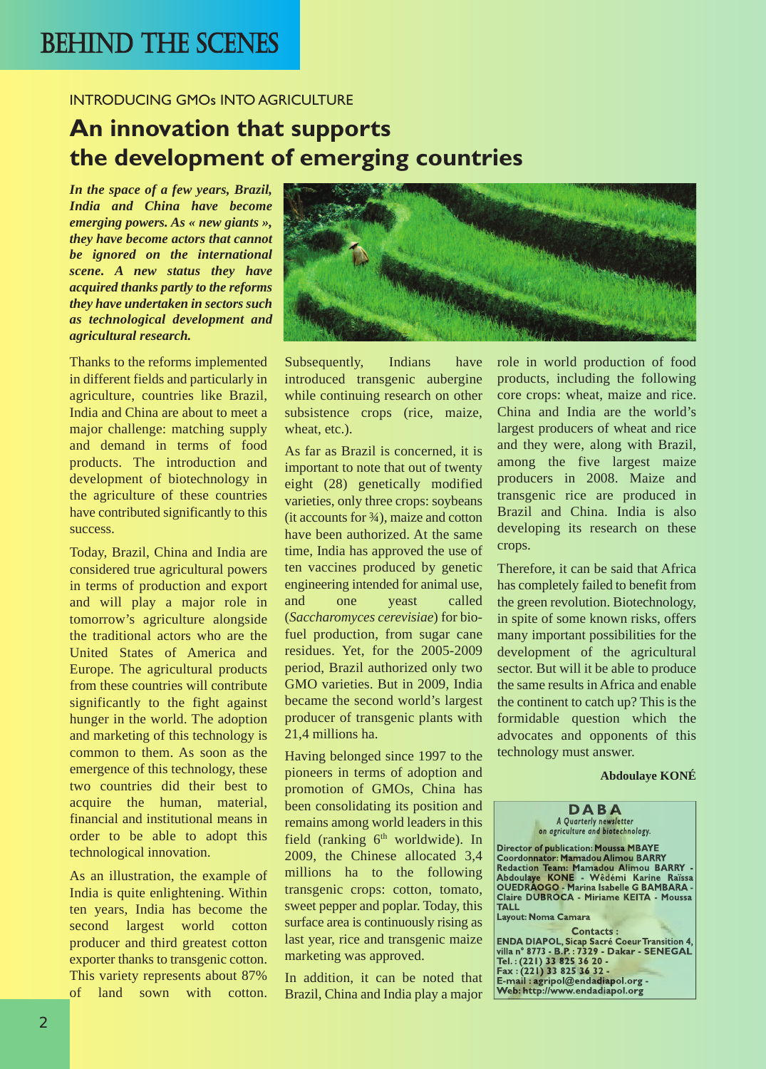# BEHIND THE SCENES

INTRODUCING GMOs INTO AGRICULTURE

## An innovation that supports the development of emerging countries

***In the space of a few years, Brazil, India and China have become emerging powers. As « new giants », they have become actors that cannot be ignored on the international scene. A new status they have acquired thanks partly to the reforms they have undertaken in sectors such as technological development and agricultural research.***

Thanks to the reforms implemented in different fields and particularly in agriculture, countries like Brazil, India and China are about to meet a major challenge: matching supply and demand in terms of food products. The introduction and development of biotechnology in the agriculture of these countries have contributed significantly to this success.

Today, Brazil, China and India are considered true agricultural powers in terms of production and export and will play a major role in tomorrow's agriculture alongside the traditional actors who are the United States of America and Europe. The agricultural products from these countries will contribute significantly to the fight against hunger in the world. The adoption and marketing of this technology is common to them. As soon as the emergence of this technology, these two countries did their best to acquire the human, material, financial and institutional means in order to be able to adopt this technological innovation.

As an illustration, the example of India is quite enlightening. Within ten years, India has become the second largest world cotton producer and third greatest cotton exporter thanks to transgenic cotton. This variety represents about 87% of land sown with cotton. Subsequently, Indians have introduced transgenic aubergine while continuing research on other subsistence crops (rice, maize, wheat, etc.).

As far as Brazil is concerned, it is important to note that out of twenty eight (28) genetically modified varieties, only three crops: soybeans (it accounts for ¾), maize and cotton have been authorized. At the same time, India has approved the use of ten vaccines produced by genetic engineering intended for animal use, and one yeast called (*Saccharomyces cerevisiae*) for bio-fuel production, from sugar cane residues. Yet, for the 2005-2009 period, Brazil authorized only two GMO varieties. But in 2009, India became the second world's largest producer of transgenic plants with 21,4 millions ha.

Having belonged since 1997 to the pioneers in terms of adoption and promotion of GMOs, China has been consolidating its position and remains among world leaders in this field (ranking 6th worldwide). In 2009, the Chinese allocated 3,4 millions ha to the following transgenic crops: cotton, tomato, sweet pepper and poplar. Today, this surface area is continuously rising as last year, rice and transgenic maize marketing was approved.

In addition, it can be noted that Brazil, China and India play a major role in world production of food products, including the following core crops: wheat, maize and rice. China and India are the world's largest producers of wheat and rice and they were, along with Brazil, among the five largest maize producers in 2008. Maize and transgenic rice are produced in Brazil and China. India is also developing its research on these crops.

Therefore, it can be said that Africa has completely failed to benefit from the green revolution. Biotechnology, in spite of some known risks, offers many important possibilities for the development of the agricultural sector. But will it be able to produce the same results in Africa and enable the continent to catch up? This is the formidable question which the advocates and opponents of this technology must answer.

**Abdoulaye KONÉ**

---

**DABA**
*A Quarterly newsletter on agriculture and biotechnology.*

**Director of publication:** Moussa MBAYE
**Coordonnator:** Mamadou Alimou BARRY
**Redaction Team:** Mamadou Alimou BARRY - Abdoulaye KONE - Wêdémi Karine Raïssa OUEDRAOGO - Marina Isabelle G BAMBARA - Claire DUBROCA - Miriame KEITA - Moussa TALL
**Layout:** Noma Camara

**Contacts :**
ENDA DIAPOL, Sicap Sacré Coeur Transition 4, villa n° 8773 - B.P. : 7329 - Dakar - SENEGAL
Tel. : (221) 33 825 36 20 -
Fax : (221) 33 825 36 32 -
E-mail : agripol@endadiapol.org -
Web: http://www.endadiapol.org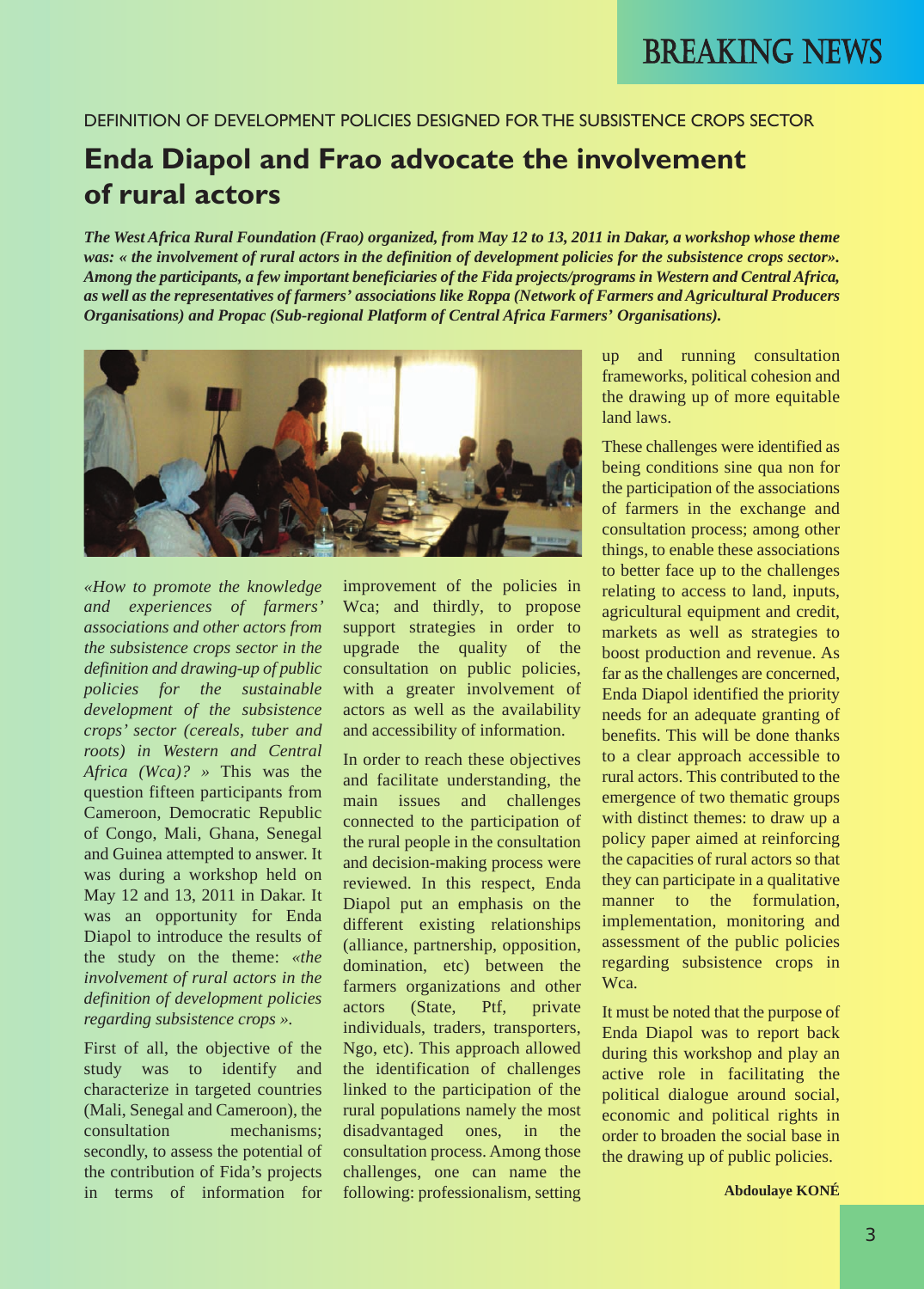BREAKING NEWS

DEFINITION OF DEVELOPMENT POLICIES DESIGNED FOR THE SUBSISTENCE CROPS SECTOR

# Enda Diapol and Frao advocate the involvement of rural actors

***The West Africa Rural Foundation (Frao) organized, from May 12 to 13, 2011 in Dakar, a workshop whose theme was: « the involvement of rural actors in the definition of development policies for the subsistence crops sector». Among the participants, a few important beneficiaries of the Fida projects/programs in Western and Central Africa, as well as the representatives of farmers' associations like Roppa (Network of Farmers and Agricultural Producers Organisations) and Propac (Sub-regional Platform of Central Africa Farmers' Organisations).***

*«How to promote the knowledge and experiences of farmers' associations and other actors from the subsistence crops sector in the definition and drawing-up of public policies for the sustainable development of the subsistence crops' sector (cereals, tuber and roots) in Western and Central Africa (Wca)? »* This was the question fifteen participants from Cameroon, Democratic Republic of Congo, Mali, Ghana, Senegal and Guinea attempted to answer. It was during a workshop held on May 12 and 13, 2011 in Dakar. It was an opportunity for Enda Diapol to introduce the results of the study on the theme: *«the involvement of rural actors in the definition of development policies regarding subsistence crops »*.

First of all, the objective of the study was to identify and characterize in targeted countries (Mali, Senegal and Cameroon), the consultation mechanisms; secondly, to assess the potential of the contribution of Fida's projects in terms of information for improvement of the policies in Wca; and thirdly, to propose support strategies in order to upgrade the quality of the consultation on public policies, with a greater involvement of actors as well as the availability and accessibility of information.

In order to reach these objectives and facilitate understanding, the main issues and challenges connected to the participation of the rural people in the consultation and decision-making process were reviewed. In this respect, Enda Diapol put an emphasis on the different existing relationships (alliance, partnership, opposition, domination, etc) between the farmers organizations and other actors (State, Ptf, private individuals, traders, transporters, Ngo, etc). This approach allowed the identification of challenges linked to the participation of the rural populations namely the most disadvantaged ones, in the consultation process. Among those challenges, one can name the following: professionalism, setting up and running consultation frameworks, political cohesion and the drawing up of more equitable land laws.

These challenges were identified as being conditions sine qua non for the participation of the associations of farmers in the exchange and consultation process; among other things, to enable these associations to better face up to the challenges relating to access to land, inputs, agricultural equipment and credit, markets as well as strategies to boost production and revenue. As far as the challenges are concerned, Enda Diapol identified the priority needs for an adequate granting of benefits. This will be done thanks to a clear approach accessible to rural actors. This contributed to the emergence of two thematic groups with distinct themes: to draw up a policy paper aimed at reinforcing the capacities of rural actors so that they can participate in a qualitative manner to the formulation, implementation, monitoring and assessment of the public policies regarding subsistence crops in Wca.

It must be noted that the purpose of Enda Diapol was to report back during this workshop and play an active role in facilitating the political dialogue around social, economic and political rights in order to broaden the social base in the drawing up of public policies.

**Abdoulaye KONÉ**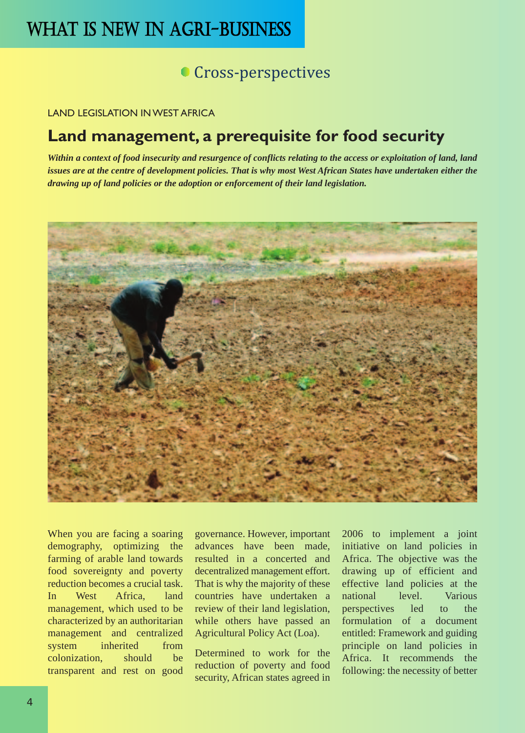# WHAT IS NEW IN AGRI-BUSINESS

## Cross-perspectives

LAND LEGISLATION IN WEST AFRICA

## Land management, a prerequisite for food security

***Within a context of food insecurity and resurgence of conflicts relating to the access or exploitation of land, land issues are at the centre of development policies. That is why most West African States have undertaken either the drawing up of land policies or the adoption or enforcement of their land legislation.***

When you are facing a soaring demography, optimizing the farming of arable land towards food sovereignty and poverty reduction becomes a crucial task. In West Africa, land management, which used to be characterized by an authoritarian management and centralized system inherited from colonization, should be transparent and rest on good governance. However, important advances have been made, resulted in a concerted and decentralized management effort. That is why the majority of these countries have undertaken a review of their land legislation, while others have passed an Agricultural Policy Act (Loa).

Determined to work for the reduction of poverty and food security, African states agreed in 2006 to implement a joint initiative on land policies in Africa. The objective was the drawing up of efficient and effective land policies at the national level. Various perspectives led to the formulation of a document entitled: Framework and guiding principle on land policies in Africa. It recommends the following: the necessity of better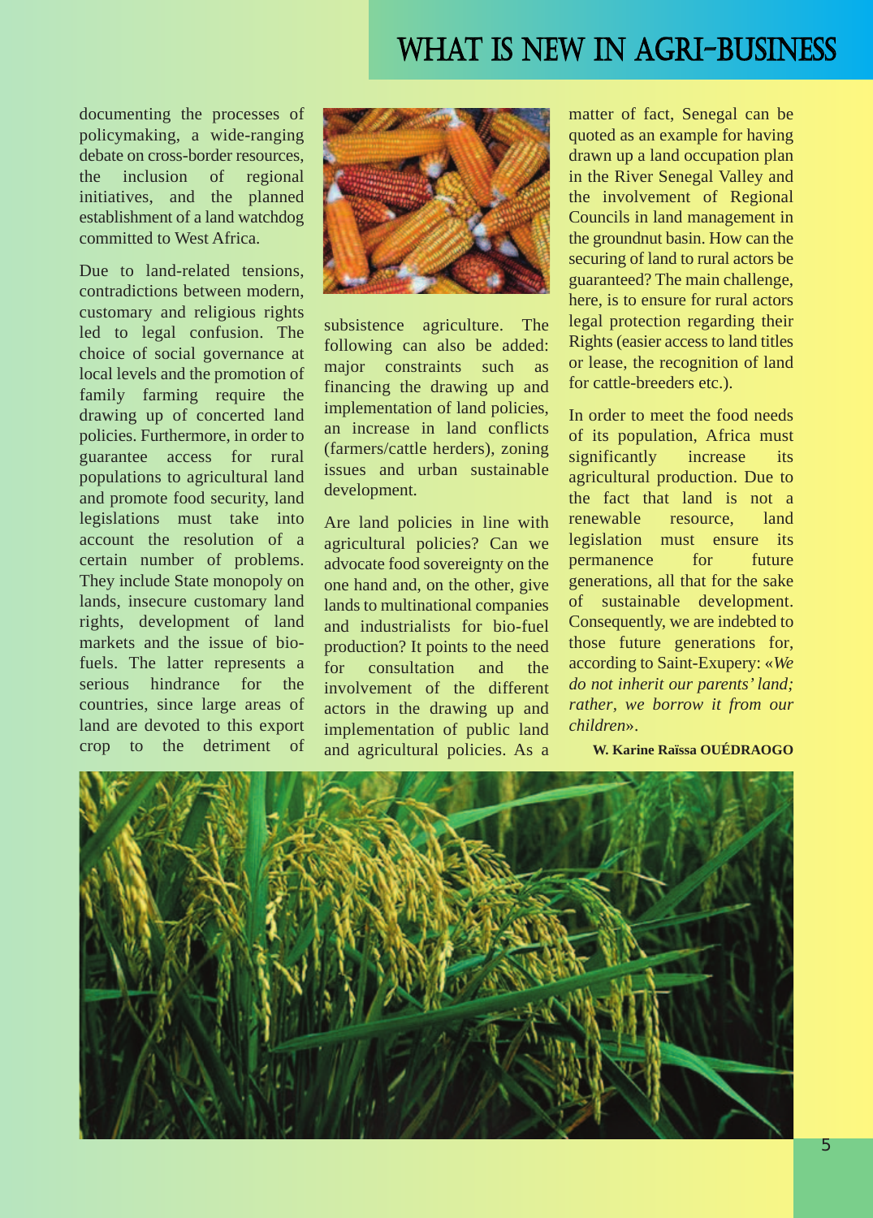documenting the processes of policymaking, a wide-ranging debate on cross-border resources, the inclusion of regional initiatives, and the planned establishment of a land watchdog committed to West Africa.

Due to land-related tensions, contradictions between modern, customary and religious rights led to legal confusion. The choice of social governance at local levels and the promotion of family farming require the drawing up of concerted land policies. Furthermore, in order to guarantee access for rural populations to agricultural land and promote food security, land legislations must take into account the resolution of a certain number of problems. They include State monopoly on lands, insecure customary land rights, development of land markets and the issue of bio-fuels. The latter represents a serious hindrance for the countries, since large areas of land are devoted to this export crop to the detriment of subsistence agriculture. The following can also be added: major constraints such as financing the drawing up and implementation of land policies, an increase in land conflicts (farmers/cattle herders), zoning issues and urban sustainable development.

Are land policies in line with agricultural policies? Can we advocate food sovereignty on the one hand and, on the other, give lands to multinational companies and industrialists for bio-fuel production? It points to the need for consultation and the involvement of the different actors in the drawing up and implementation of public land and agricultural policies. As a matter of fact, Senegal can be quoted as an example for having drawn up a land occupation plan in the River Senegal Valley and the involvement of Regional Councils in land management in the groundnut basin. How can the securing of land to rural actors be guaranteed? The main challenge, here, is to ensure for rural actors legal protection regarding their Rights (easier access to land titles or lease, the recognition of land for cattle-breeders etc.).

In order to meet the food needs of its population, Africa must significantly increase its agricultural production. Due to the fact that land is not a renewable resource, land legislation must ensure its permanence for future generations, all that for the sake of sustainable development. Consequently, we are indebted to those future generations for, according to Saint-Exupery: «*We do not inherit our parents' land; rather, we borrow it from our children*».

**W. Karine Raïssa OUÉDRAOGO**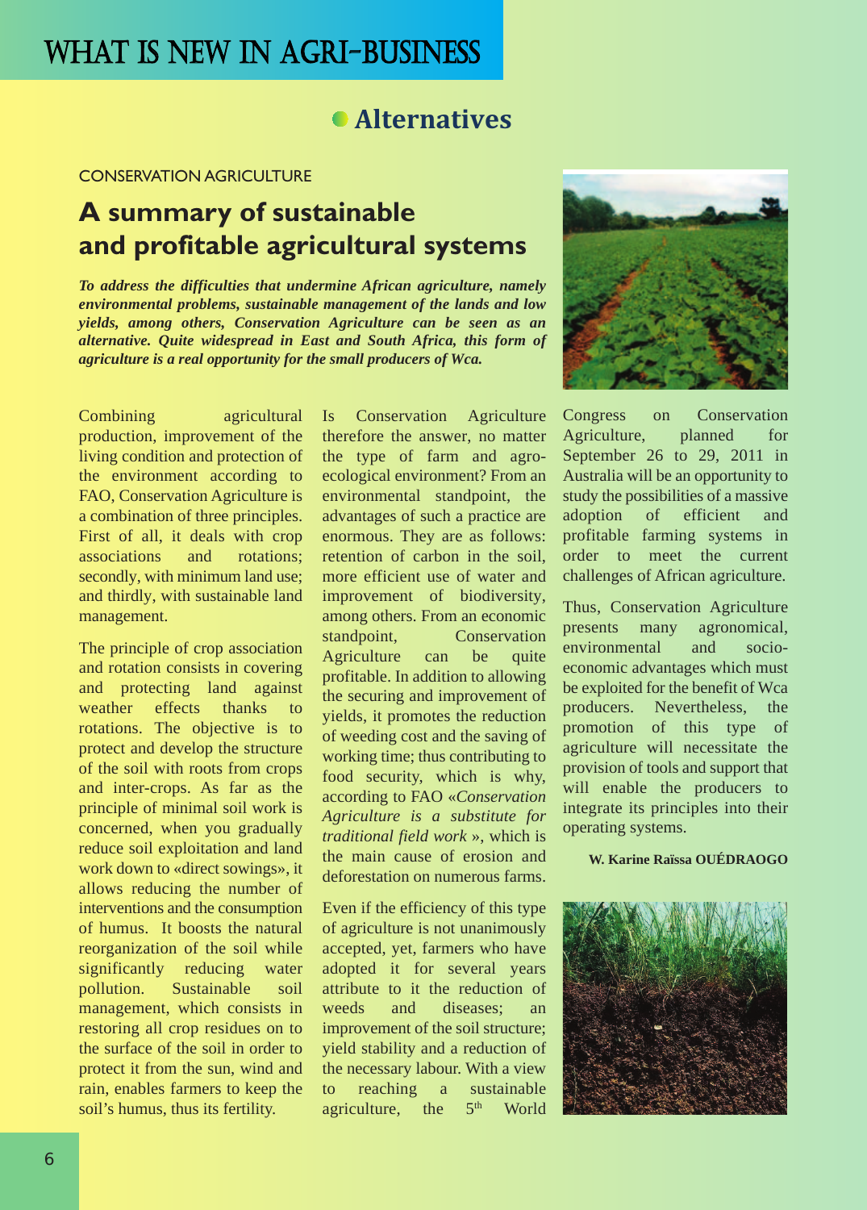# WHAT IS NEW IN AGRI-BUSINESS

## Alternatives

CONSERVATION AGRICULTURE

## A summary of sustainable and profitable agricultural systems

***To address the difficulties that undermine African agriculture, namely environmental problems, sustainable management of the lands and low yields, among others, Conservation Agriculture can be seen as an alternative. Quite widespread in East and South Africa, this form of agriculture is a real opportunity for the small producers of Wca.***

Combining agricultural production, improvement of the living condition and protection of the environment according to FAO, Conservation Agriculture is a combination of three principles. First of all, it deals with crop associations and rotations; secondly, with minimum land use; and thirdly, with sustainable land management.

The principle of crop association and rotation consists in covering and protecting land against weather effects thanks to rotations. The objective is to protect and develop the structure of the soil with roots from crops and inter-crops. As far as the principle of minimal soil work is concerned, when you gradually reduce soil exploitation and land work down to «direct sowings», it allows reducing the number of interventions and the consumption of humus. It boosts the natural reorganization of the soil while significantly reducing water pollution. Sustainable soil management, which consists in restoring all crop residues on to the surface of the soil in order to protect it from the sun, wind and rain, enables farmers to keep the soil's humus, thus its fertility.

Is Conservation Agriculture therefore the answer, no matter the type of farm and agro-ecological environment? From an environmental standpoint, the advantages of such a practice are enormous. They are as follows: retention of carbon in the soil, more efficient use of water and improvement of biodiversity, among others. From an economic standpoint, Conservation Agriculture can be quite profitable. In addition to allowing the securing and improvement of yields, it promotes the reduction of weeding cost and the saving of working time; thus contributing to food security, which is why, according to FAO «*Conservation Agriculture is a substitute for traditional field work* », which is the main cause of erosion and deforestation on numerous farms.

Even if the efficiency of this type of agriculture is not unanimously accepted, yet, farmers who have adopted it for several years attribute to it the reduction of weeds and diseases; an improvement of the soil structure; yield stability and a reduction of the necessary labour. With a view to reaching a sustainable agriculture, the 5th World Congress on Conservation Agriculture, planned for September 26 to 29, 2011 in Australia will be an opportunity to study the possibilities of a massive adoption of efficient and profitable farming systems in order to meet the current challenges of African agriculture.

Thus, Conservation Agriculture presents many agronomical, environmental and socio-economic advantages which must be exploited for the benefit of Wca producers. Nevertheless, the promotion of this type of agriculture will necessitate the provision of tools and support that will enable the producers to integrate its principles into their operating systems.

**W. Karine Raïssa OUÉDRAOGO**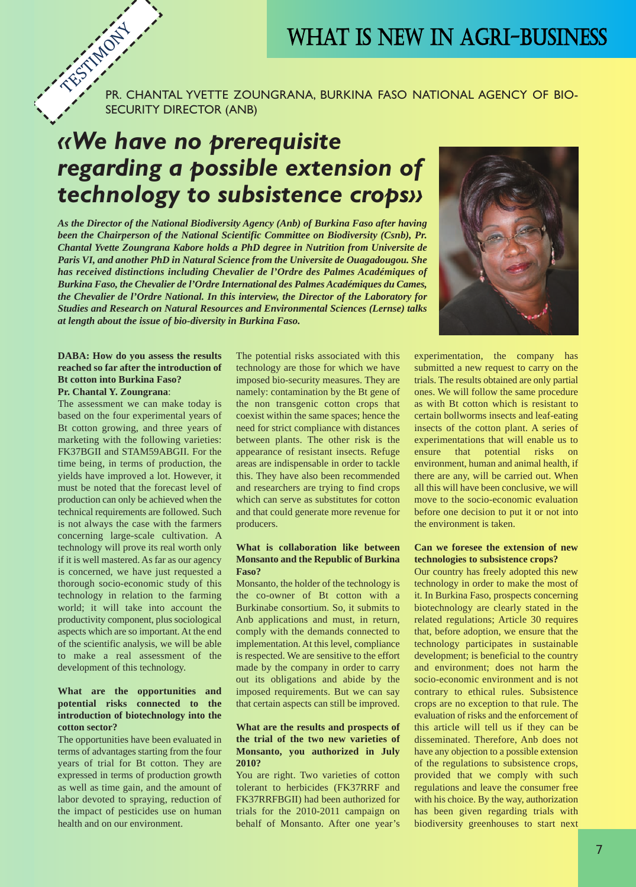TESTIMONY

PR. CHANTAL YVETTE ZOUNGRANA, BURKINA FASO NATIONAL AGENCY OF BIO-SECURITY DIRECTOR (ANB)

# «We have no prerequisite regarding a possible extension of technology to subsistence crops»

***As the Director of the National Biodiversity Agency (Anb) of Burkina Faso after having been the Chairperson of the National Scientific Committee on Biodiversity (Csnb), Pr. Chantal Yvette Zoungrana Kabore holds a PhD degree in Nutrition from Universite de Paris VI, and another PhD in Natural Science from the Universite de Ouagadougou. She has received distinctions including Chevalier de l'Ordre des Palmes Académiques of Burkina Faso, the Chevalier de l'Ordre International des Palmes Académiques du Cames, the Chevalier de l'Ordre National. In this interview, the Director of the Laboratory for Studies and Research on Natural Resources and Environmental Sciences (Lernse) talks at length about the issue of bio-diversity in Burkina Faso.***

**DABA: How do you assess the results reached so far after the introduction of Bt cotton into Burkina Faso?**

**Pr. Chantal Y. Zoungrana**: The assessment we can make today is based on the four experimental years of Bt cotton growing, and three years of marketing with the following varieties: FK37BGII and STAM59ABGII. For the time being, in terms of production, the yields have improved a lot. However, it must be noted that the forecast level of production can only be achieved when the technical requirements are followed. Such is not always the case with the farmers concerning large-scale cultivation. A technology will prove its real worth only if it is well mastered. As far as our agency is concerned, we have just requested a thorough socio-economic study of this technology in relation to the farming world; it will take into account the productivity component, plus sociological aspects which are so important. At the end of the scientific analysis, we will be able to make a real assessment of the development of this technology.

**What are the opportunities and potential risks connected to the introduction of biotechnology into the cotton sector?**

The opportunities have been evaluated in terms of advantages starting from the four years of trial for Bt cotton. They are expressed in terms of production growth as well as time gain, and the amount of labor devoted to spraying, reduction of the impact of pesticides use on human health and on our environment.

The potential risks associated with this technology are those for which we have imposed bio-security measures. They are namely: contamination by the Bt gene of the non transgenic cotton crops that coexist within the same spaces; hence the need for strict compliance with distances between plants. The other risk is the appearance of resistant insects. Refuge areas are indispensable in order to tackle this. They have also been recommended and researchers are trying to find crops which can serve as substitutes for cotton and that could generate more revenue for producers.

**What is collaboration like between Monsanto and the Republic of Burkina Faso?**

Monsanto, the holder of the technology is the co-owner of Bt cotton with a Burkinabe consortium. So, it submits to Anb applications and must, in return, comply with the demands connected to implementation. At this level, compliance is respected. We are sensitive to the effort made by the company in order to carry out its obligations and abide by the imposed requirements. But we can say that certain aspects can still be improved.

**What are the results and prospects of the trial of the two new varieties of Monsanto, you authorized in July 2010?**

You are right. Two varieties of cotton tolerant to herbicides (FK37RRF and FK37RRFBGII) had been authorized for trials for the 2010-2011 campaign on behalf of Monsanto. After one year's experimentation, the company has submitted a new request to carry on the trials. The results obtained are only partial ones. We will follow the same procedure as with Bt cotton which is resistant to certain bollworms insects and leaf-eating insects of the cotton plant. A series of experimentations that will enable us to ensure that potential risks on environment, human and animal health, if there are any, will be carried out. When all this will have been conclusive, we will move to the socio-economic evaluation before one decision to put it or not into the environment is taken.

**Can we foresee the extension of new technologies to subsistence crops?**

Our country has freely adopted this new technology in order to make the most of it. In Burkina Faso, prospects concerning biotechnology are clearly stated in the related regulations; Article 30 requires that, before adoption, we ensure that the technology participates in sustainable development; is beneficial to the country and environment; does not harm the socio-economic environment and is not contrary to ethical rules. Subsistence crops are no exception to that rule. The evaluation of risks and the enforcement of this article will tell us if they can be disseminated. Therefore, Anb does not have any objection to a possible extension of the regulations to subsistence crops, provided that we comply with such regulations and leave the consumer free with his choice. By the way, authorization has been given regarding trials with biodiversity greenhouses to start next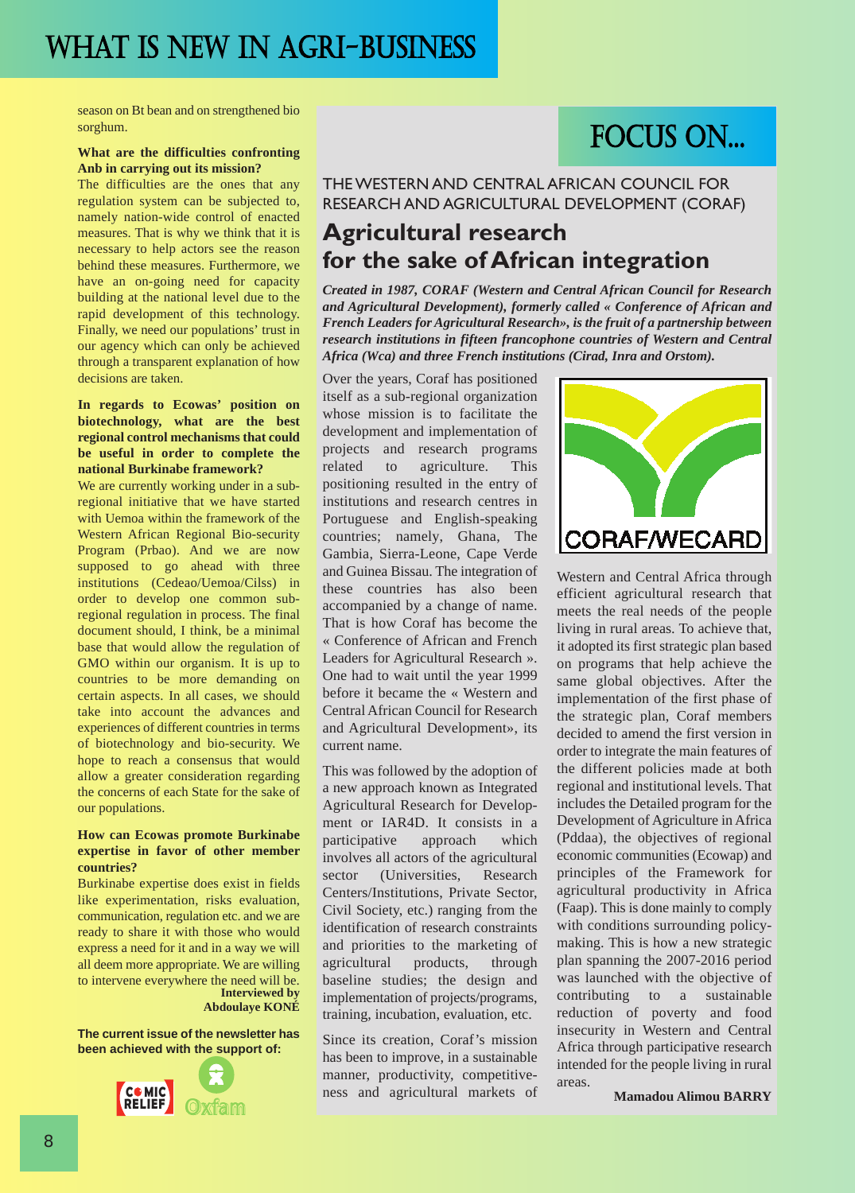# WHAT IS NEW IN AGRI-BUSINESS

season on Bt bean and on strengthened bio sorghum.

**What are the difficulties confronting Anb in carrying out its mission?**

The difficulties are the ones that any regulation system can be subjected to, namely nation-wide control of enacted measures. That is why we think that it is necessary to help actors see the reason behind these measures. Furthermore, we have an on-going need for capacity building at the national level due to the rapid development of this technology. Finally, we need our populations' trust in our agency which can only be achieved through a transparent explanation of how decisions are taken.

**In regards to Ecowas' position on biotechnology, what are the best regional control mechanisms that could be useful in order to complete the national Burkinabe framework?**

We are currently working under in a sub-regional initiative that we have started with Uemoa within the framework of the Western African Regional Bio-security Program (Prbao). And we are now supposed to go ahead with three institutions (Cedeao/Uemoa/Cilss) in order to develop one common sub-regional regulation in process. The final document should, I think, be a minimal base that would allow the regulation of GMO within our organism. It is up to countries to be more demanding on certain aspects. In all cases, we should take into account the advances and experiences of different countries in terms of biotechnology and bio-security. We hope to reach a consensus that would allow a greater consideration regarding the concerns of each State for the sake of our populations.

**How can Ecowas promote Burkinabe expertise in favor of other member countries?**

Burkinabe expertise does exist in fields like experimentation, risks evaluation, communication, regulation etc. and we are ready to share it with those who would express a need for it and in a way we will all deem more appropriate. We are willing to intervene everywhere the need will be.

**Interviewed by Abdoulaye KONÉ**

**The current issue of the newsletter has been achieved with the support of:**

COMIC RELIEF Oxfam

# FOCUS ON...

THE WESTERN AND CENTRAL AFRICAN COUNCIL FOR RESEARCH AND AGRICULTURAL DEVELOPMENT (CORAF)

## Agricultural research for the sake of African integration

***Created in 1987, CORAF (Western and Central African Council for Research and Agricultural Development), formerly called « Conference of African and French Leaders for Agricultural Research», is the fruit of a partnership between research institutions in fifteen francophone countries of Western and Central Africa (Wca) and three French institutions (Cirad, Inra and Orstom).***

Over the years, Coraf has positioned itself as a sub-regional organization whose mission is to facilitate the development and implementation of projects and research programs related to agriculture. This positioning resulted in the entry of institutions and research centres in Portuguese and English-speaking countries; namely, Ghana, The Gambia, Sierra-Leone, Cape Verde and Guinea Bissau. The integration of these countries has also been accompanied by a change of name. That is how Coraf has become the « Conference of African and French Leaders for Agricultural Research ». One had to wait until the year 1999 before it became the « Western and Central African Council for Research and Agricultural Development», its current name.

This was followed by the adoption of a new approach known as Integrated Agricultural Research for Development or IAR4D. It consists in a participative approach which involves all actors of the agricultural sector (Universities, Research Centers/Institutions, Private Sector, Civil Society, etc.) ranging from the identification of research constraints and priorities to the marketing of agricultural products, through baseline studies; the design and implementation of projects/programs, training, incubation, evaluation, etc.

Since its creation, Coraf's mission has been to improve, in a sustainable manner, productivity, competitiveness and agricultural markets of Western and Central Africa through efficient agricultural research that meets the real needs of the people living in rural areas. To achieve that, it adopted its first strategic plan based on programs that help achieve the same global objectives. After the implementation of the first phase of the strategic plan, Coraf members decided to amend the first version in order to integrate the main features of the different policies made at both regional and institutional levels. That includes the Detailed program for the Development of Agriculture in Africa (Pddaa), the objectives of regional economic communities (Ecowap) and principles of the Framework for agricultural productivity in Africa (Faap). This is done mainly to comply with conditions surrounding policy-making. This is how a new strategic plan spanning the 2007-2016 period was launched with the objective of contributing to a sustainable reduction of poverty and food insecurity in Western and Central Africa through participative research intended for the people living in rural areas.

**Mamadou Alimou BARRY**